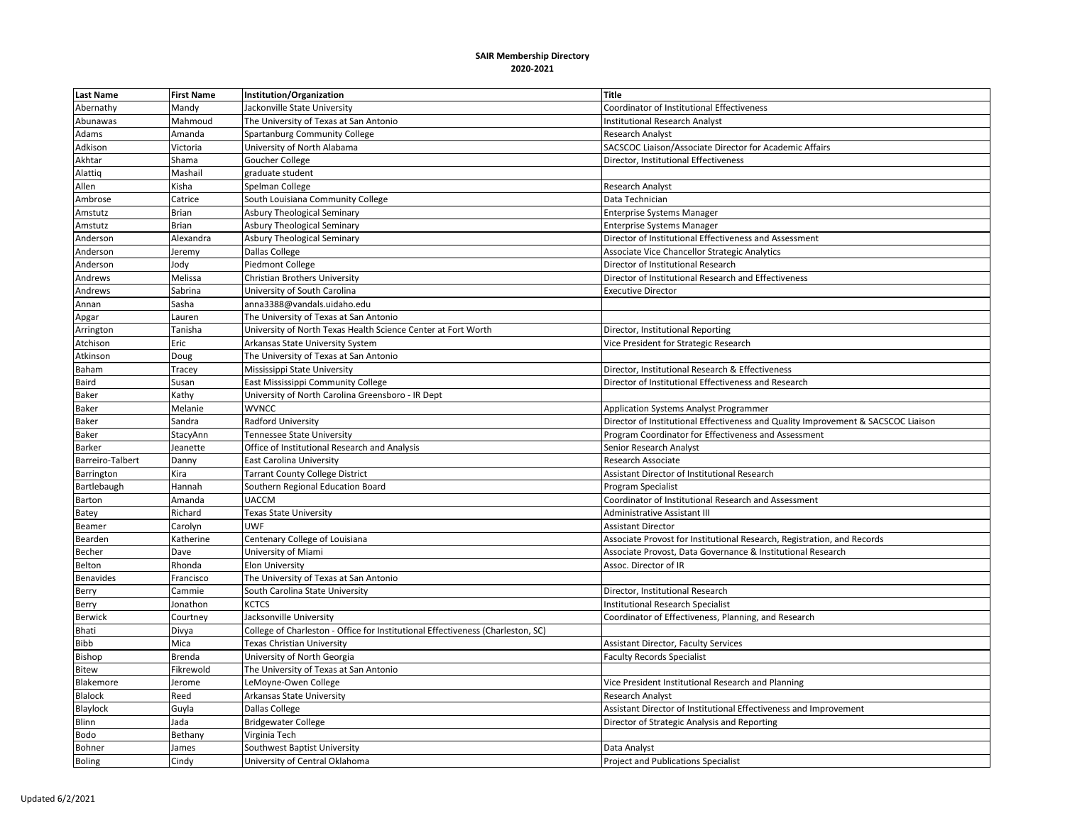**SAIR Membership Directory**
**2020-2021**

| Last Name | First Name | Institution/Organization | Title |
|---|---|---|---|
| Abernathy | Mandy | Jacksonville State University | Coordinator of Institutional Effectiveness |
| Abunawas | Mahmoud | The University of Texas at San Antonio | Institutional Research Analyst |
| Adams | Amanda | Spartanburg Community College | Research Analyst |
| Adkison | Victoria | University of North Alabama | SACSCOC Liaison/Associate Director for Academic Affairs |
| Akhtar | Shama | Goucher College | Director, Institutional Effectiveness |
| Alattiq | Mashail | graduate student | |
| Allen | Kisha | Spelman College | Research Analyst |
| Ambrose | Catrice | South Louisiana Community College | Data Technician |
| Amstutz | Brian | Asbury Theological Seminary | Enterprise Systems Manager |
| Amstutz | Brian | Asbury Theological Seminary | Enterprise Systems Manager |
| Anderson | Alexandra | Asbury Theological Seminary | Director of Institutional Effectiveness and Assessment |
| Anderson | Jeremy | Dallas College | Associate Vice Chancellor Strategic Analytics |
| Anderson | Jody | Piedmont College | Director of Institutional Research |
| Andrews | Melissa | Christian Brothers University | Director of Institutional Research and Effectiveness |
| Andrews | Sabrina | University of South Carolina | Executive Director |
| Annan | Sasha | anna3388@vandals.uidaho.edu | |
| Apgar | Lauren | The University of Texas at San Antonio | |
| Arrington | Tanisha | University of North Texas Health Science Center at Fort Worth | Director, Institutional Reporting |
| Atchison | Eric | Arkansas State University System | Vice President for Strategic Research |
| Atkinson | Doug | The University of Texas at San Antonio | |
| Baham | Tracey | Mississippi State University | Director, Institutional Research & Effectiveness |
| Baird | Susan | East Mississippi Community College | Director of Institutional Effectiveness and Research |
| Baker | Kathy | University of North Carolina Greensboro - IR Dept | |
| Baker | Melanie | WVNCC | Application Systems Analyst Programmer |
| Baker | Sandra | Radford University | Director of Institutional Effectiveness and Quality Improvement & SACSCOC Liaison |
| Baker | StacyAnn | Tennessee State University | Program Coordinator for Effectiveness and Assessment |
| Barker | Jeanette | Office of Institutional Research and Analysis | Senior Research Analyst |
| Barreiro-Talbert | Danny | East Carolina University | Research Associate |
| Barrington | Kira | Tarrant County College District | Assistant Director of Institutional Research |
| Bartlebaugh | Hannah | Southern Regional Education Board | Program Specialist |
| Barton | Amanda | UACCM | Coordinator of Institutional Research and Assessment |
| Batey | Richard | Texas State University | Administrative Assistant III |
| Beamer | Carolyn | UWF | Assistant Director |
| Bearden | Katherine | Centenary College of Louisiana | Associate Provost for Institutional Research, Registration, and Records |
| Becher | Dave | University of Miami | Associate Provost, Data Governance & Institutional Research |
| Belton | Rhonda | Elon University | Assoc. Director of IR |
| Benavides | Francisco | The University of Texas at San Antonio | |
| Berry | Cammie | South Carolina State University | Director, Institutional Research |
| Berry | Jonathon | KCTCS | Institutional Research Specialist |
| Berwick | Courtney | Jacksonville University | Coordinator of Effectiveness, Planning, and Research |
| Bhati | Divya | College of Charleston - Office for Institutional Effectiveness (Charleston, SC) | |
| Bibb | Mica | Texas Christian University | Assistant Director, Faculty Services |
| Bishop | Brenda | University of North Georgia | Faculty Records Specialist |
| Bitew | Fikrewold | The University of Texas at San Antonio | |
| Blakemore | Jerome | LeMoyne-Owen College | Vice President Institutional Research and Planning |
| Blalock | Reed | Arkansas State University | Research Analyst |
| Blaylock | Guyla | Dallas College | Assistant Director of Institutional Effectiveness and Improvement |
| Blinn | Jada | Bridgewater College | Director of Strategic Analysis and Reporting |
| Bodo | Bethany | Virginia Tech | |
| Bohner | James | Southwest Baptist University | Data Analyst |
| Boling | Cindy | University of Central Oklahoma | Project and Publications Specialist |

Updated 6/2/2021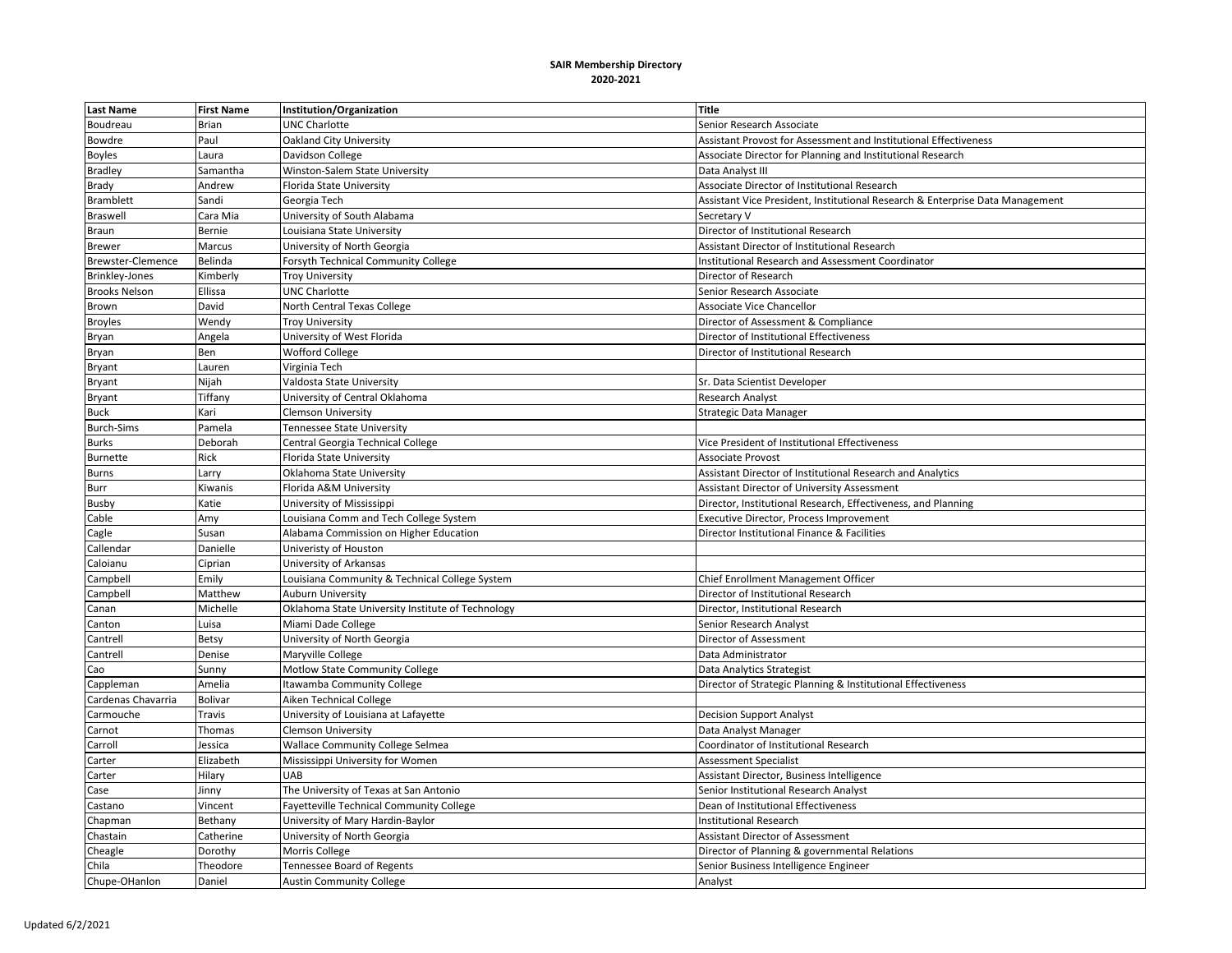**SAIR Membership Directory**
**2020-2021**

| Last Name | First Name | Institution/Organization | Title |
|---|---|---|---|
| Boudreau | Brian | UNC Charlotte | Senior Research Associate |
| Bowdre | Paul | Oakland City University | Assistant Provost for Assessment and Institutional Effectiveness |
| Boyles | Laura | Davidson College | Associate Director for Planning and Institutional Research |
| Bradley | Samantha | Winston-Salem State University | Data Analyst III |
| Brady | Andrew | Florida State University | Associate Director of Institutional Research |
| Bramblett | Sandi | Georgia Tech | Assistant Vice President, Institutional Research & Enterprise Data Management |
| Braswell | Cara Mia | University of South Alabama | Secretary V |
| Braun | Bernie | Louisiana State University | Director of Institutional Research |
| Brewer | Marcus | University of North Georgia | Assistant Director of Institutional Research |
| Brewster-Clemence | Belinda | Forsyth Technical Community College | Institutional Research and Assessment Coordinator |
| Brinkley-Jones | Kimberly | Troy University | Director of Research |
| Brooks Nelson | Ellissa | UNC Charlotte | Senior Research Associate |
| Brown | David | North Central Texas College | Associate Vice Chancellor |
| Broyles | Wendy | Troy University | Director of Assessment & Compliance |
| Bryan | Angela | University of West Florida | Director of Institutional Effectiveness |
| Bryan | Ben | Wofford College | Director of Institutional Research |
| Bryant | Lauren | Virginia Tech | |
| Bryant | Nijah | Valdosta State University | Sr. Data Scientist Developer |
| Bryant | Tiffany | University of Central Oklahoma | Research Analyst |
| Buck | Kari | Clemson University | Strategic Data Manager |
| Burch-Sims | Pamela | Tennessee State University | |
| Burks | Deborah | Central Georgia Technical College | Vice President of Institutional Effectiveness |
| Burnette | Rick | Florida State University | Associate Provost |
| Burns | Larry | Oklahoma State University | Assistant Director of Institutional Research and Analytics |
| Burr | Kiwanis | Florida A&M University | Assistant Director of University Assessment |
| Busby | Katie | University of Mississippi | Director, Institutional Research, Effectiveness, and Planning |
| Cable | Amy | Louisiana Comm and Tech College System | Executive Director, Process Improvement |
| Cagle | Susan | Alabama Commission on Higher Education | Director Institutional Finance & Facilities |
| Callendar | Danielle | Univeristy of Houston | |
| Caloianu | Ciprian | University of Arkansas | |
| Campbell | Emily | Louisiana Community & Technical College System | Chief Enrollment Management Officer |
| Campbell | Matthew | Auburn University | Director of Institutional Research |
| Canan | Michelle | Oklahoma State University Institute of Technology | Director, Institutional Research |
| Canton | Luisa | Miami Dade College | Senior Research Analyst |
| Cantrell | Betsy | University of North Georgia | Director of Assessment |
| Cantrell | Denise | Maryville College | Data Administrator |
| Cao | Sunny | Motlow State Community College | Data Analytics Strategist |
| Cappleman | Amelia | Itawamba Community College | Director of Strategic Planning & Institutional Effectiveness |
| Cardenas Chavarria | Bolivar | Aiken Technical College | |
| Carmouche | Travis | University of Louisiana at Lafayette | Decision Support Analyst |
| Carnot | Thomas | Clemson University | Data Analyst Manager |
| Carroll | Jessica | Wallace Community College Selmea | Coordinator of Institutional Research |
| Carter | Elizabeth | Mississippi University for Women | Assessment Specialist |
| Carter | Hilary | UAB | Assistant Director, Business Intelligence |
| Case | Jinny | The University of Texas at San Antonio | Senior Institutional Research Analyst |
| Castano | Vincent | Fayetteville Technical Community College | Dean of Institutional Effectiveness |
| Chapman | Bethany | University of Mary Hardin-Baylor | Institutional Research |
| Chastain | Catherine | University of North Georgia | Assistant Director of Assessment |
| Cheagle | Dorothy | Morris College | Director of Planning & governmental Relations |
| Chila | Theodore | Tennessee Board of Regents | Senior Business Intelligence Engineer |
| Chupe-OHanlon | Daniel | Austin Community College | Analyst |

Updated 6/2/2021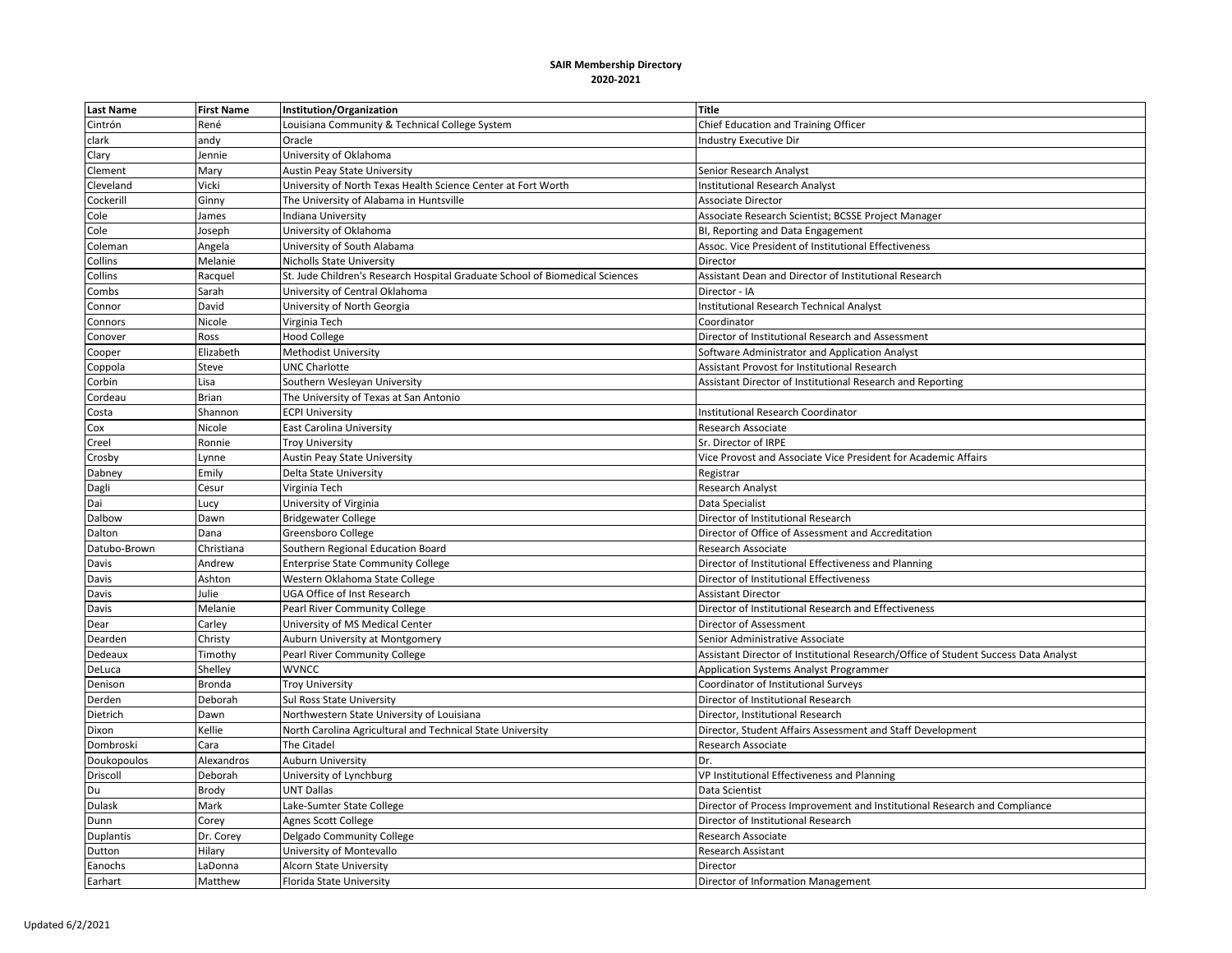**SAIR Membership Directory**
**2020-2021**

| Last Name | First Name | Institution/Organization | Title |
|---|---|---|---|
| Cintrón | René | Louisiana Community & Technical College System | Chief Education and Training Officer |
| clark | andy | Oracle | Industry Executive Dir |
| Clary | Jennie | University of Oklahoma | |
| Clement | Mary | Austin Peay State University | Senior Research Analyst |
| Cleveland | Vicki | University of North Texas Health Science Center at Fort Worth | Institutional Research Analyst |
| Cockerill | Ginny | The University of Alabama in Huntsville | Associate Director |
| Cole | James | Indiana University | Associate Research Scientist; BCSSE Project Manager |
| Cole | Joseph | University of Oklahoma | BI, Reporting and Data Engagement |
| Coleman | Angela | University of South Alabama | Assoc. Vice President of Institutional Effectiveness |
| Collins | Melanie | Nicholls State University | Director |
| Collins | Racquel | St. Jude Children's Research Hospital Graduate School of Biomedical Sciences | Assistant Dean and Director of Institutional Research |
| Combs | Sarah | University of Central Oklahoma | Director - IA |
| Connor | David | University of North Georgia | Institutional Research Technical Analyst |
| Connors | Nicole | Virginia Tech | Coordinator |
| Conover | Ross | Hood College | Director of Institutional Research and Assessment |
| Cooper | Elizabeth | Methodist University | Software Administrator and Application Analyst |
| Coppola | Steve | UNC Charlotte | Assistant Provost for Institutional Research |
| Corbin | Lisa | Southern Wesleyan University | Assistant Director of Institutional Research and Reporting |
| Cordeau | Brian | The University of Texas at San Antonio | |
| Costa | Shannon | ECPI University | Institutional Research Coordinator |
| Cox | Nicole | East Carolina University | Research Associate |
| Creel | Ronnie | Troy University | Sr. Director of IRPE |
| Crosby | Lynne | Austin Peay State University | Vice Provost and Associate Vice President for Academic Affairs |
| Dabney | Emily | Delta State University | Registrar |
| Dagli | Cesur | Virginia Tech | Research Analyst |
| Dai | Lucy | University of Virginia | Data Specialist |
| Dalbow | Dawn | Bridgewater College | Director of Institutional Research |
| Dalton | Dana | Greensboro College | Director of Office of Assessment and Accreditation |
| Datubo-Brown | Christiana | Southern Regional Education Board | Research Associate |
| Davis | Andrew | Enterprise State Community College | Director of Institutional Effectiveness and Planning |
| Davis | Ashton | Western Oklahoma State College | Director of Institutional Effectiveness |
| Davis | Julie | UGA Office of Inst Research | Assistant Director |
| Davis | Melanie | Pearl River Community College | Director of Institutional Research and Effectiveness |
| Dear | Carley | University of MS Medical Center | Director of Assessment |
| Dearden | Christy | Auburn University at Montgomery | Senior Administrative Associate |
| Dedeaux | Timothy | Pearl River Community College | Assistant Director of Institutional Research/Office of Student Success Data Analyst |
| DeLuca | Shelley | WVNCC | Application Systems Analyst Programmer |
| Denison | Bronda | Troy University | Coordinator of Institutional Surveys |
| Derden | Deborah | Sul Ross State University | Director of Institutional Research |
| Dietrich | Dawn | Northwestern State University of Louisiana | Director, Institutional Research |
| Dixon | Kellie | North Carolina Agricultural and Technical State University | Director, Student Affairs Assessment and Staff Development |
| Dombroski | Cara | The Citadel | Research Associate |
| Doukopoulos | Alexandros | Auburn University | Dr. |
| Driscoll | Deborah | University of Lynchburg | VP Institutional Effectiveness and Planning |
| Du | Brody | UNT Dallas | Data Scientist |
| Dulask | Mark | Lake-Sumter State College | Director of Process Improvement and Institutional Research and Compliance |
| Dunn | Corey | Agnes Scott College | Director of Institutional Research |
| Duplantis | Dr. Corey | Delgado Community College | Research Associate |
| Dutton | Hilary | University of Montevallo | Research Assistant |
| Eanochs | LaDonna | Alcorn State University | Director |
| Earhart | Matthew | Florida State University | Director of Information Management |

Updated 6/2/2021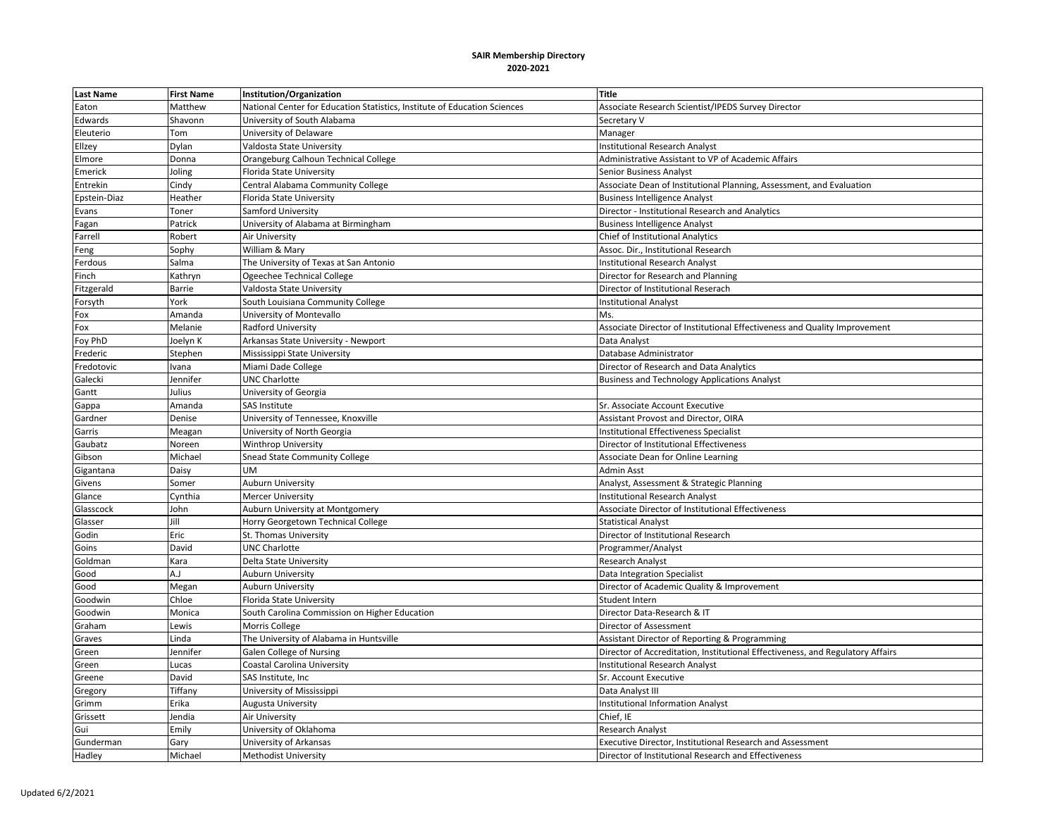**SAIR Membership Directory**
**2020-2021**

| Last Name | First Name | Institution/Organization | Title |
|---|---|---|---|
| Eaton | Matthew | National Center for Education Statistics, Institute of Education Sciences | Associate Research Scientist/IPEDS Survey Director |
| Edwards | Shavonn | University of South Alabama | Secretary V |
| Eleuterio | Tom | University of Delaware | Manager |
| Ellzey | Dylan | Valdosta State University | Institutional Research Analyst |
| Elmore | Donna | Orangeburg Calhoun Technical College | Administrative Assistant to VP of Academic Affairs |
| Emerick | Joling | Florida State University | Senior Business Analyst |
| Entrekin | Cindy | Central Alabama Community College | Associate Dean of Institutional Planning, Assessment, and Evaluation |
| Epstein-Diaz | Heather | Florida State University | Business Intelligence Analyst |
| Evans | Toner | Samford University | Director - Institutional Research and Analytics |
| Fagan | Patrick | University of Alabama at Birmingham | Business Intelligence Analyst |
| Farrell | Robert | Air University | Chief of Institutional Analytics |
| Feng | Sophy | William & Mary | Assoc. Dir., Institutional Research |
| Ferdous | Salma | The University of Texas at San Antonio | Institutional Research Analyst |
| Finch | Kathryn | Ogeechee Technical College | Director for Research and Planning |
| Fitzgerald | Barrie | Valdosta State University | Director of Institutional Reserach |
| Forsyth | York | South Louisiana Community College | Institutional Analyst |
| Fox | Amanda | University of Montevallo | Ms. |
| Fox | Melanie | Radford University | Associate Director of Institutional Effectiveness and Quality Improvement |
| Foy PhD | Joelyn K | Arkansas State University - Newport | Data Analyst |
| Frederic | Stephen | Mississippi State University | Database Administrator |
| Fredotovic | Ivana | Miami Dade College | Director of Research and Data Analytics |
| Galecki | Jennifer | UNC Charlotte | Business and Technology Applications Analyst |
| Gantt | Julius | University of Georgia | |
| Gappa | Amanda | SAS Institute | Sr. Associate Account Executive |
| Gardner | Denise | University of Tennessee, Knoxville | Assistant Provost and Director, OIRA |
| Garris | Meagan | University of North Georgia | Institutional Effectiveness Specialist |
| Gaubatz | Noreen | Winthrop University | Director of Institutional Effectiveness |
| Gibson | Michael | Snead State Community College | Associate Dean for Online Learning |
| Gigantana | Daisy | UM | Admin Asst |
| Givens | Somer | Auburn University | Analyst, Assessment & Strategic Planning |
| Glance | Cynthia | Mercer University | Institutional Research Analyst |
| Glasscock | John | Auburn University at Montgomery | Associate Director of Institutional Effectiveness |
| Glasser | Jill | Horry Georgetown Technical College | Statistical Analyst |
| Godin | Eric | St. Thomas University | Director of Institutional Research |
| Goins | David | UNC Charlotte | Programmer/Analyst |
| Goldman | Kara | Delta State University | Research Analyst |
| Good | A.J | Auburn University | Data Integration Specialist |
| Good | Megan | Auburn University | Director of Academic Quality & Improvement |
| Goodwin | Chloe | Florida State University | Student Intern |
| Goodwin | Monica | South Carolina Commission on Higher Education | Director Data-Research & IT |
| Graham | Lewis | Morris College | Director of Assessment |
| Graves | Linda | The University of Alabama in Huntsville | Assistant Director of Reporting & Programming |
| Green | Jennifer | Galen College of Nursing | Director of Accreditation, Institutional Effectiveness, and Regulatory Affairs |
| Green | Lucas | Coastal Carolina University | Institutional Research Analyst |
| Greene | David | SAS Institute, Inc | Sr. Account Executive |
| Gregory | Tiffany | University of Mississippi | Data Analyst III |
| Grimm | Erika | Augusta University | Institutional Information Analyst |
| Grissett | Jendia | Air University | Chief, IE |
| Gui | Emily | University of Oklahoma | Research Analyst |
| Gunderman | Gary | University of Arkansas | Executive Director, Institutional Research and Assessment |
| Hadley | Michael | Methodist University | Director of Institutional Research and Effectiveness |

Updated 6/2/2021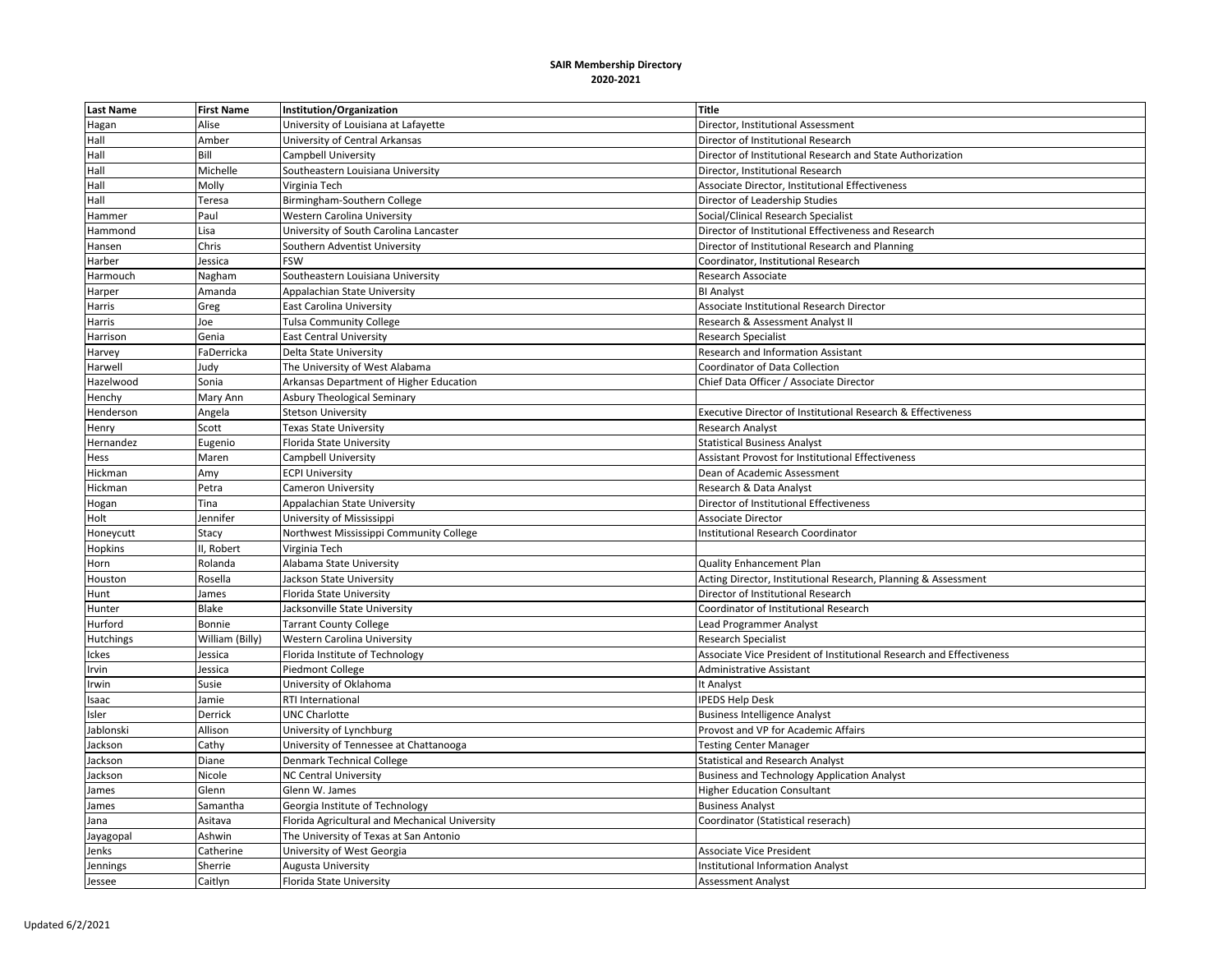**SAIR Membership Directory**
**2020-2021**

| Last Name | First Name | Institution/Organization | Title |
|---|---|---|---|
| Hagan | Alise | University of Louisiana at Lafayette | Director, Institutional Assessment |
| Hall | Amber | University of Central Arkansas | Director of Institutional Research |
| Hall | Bill | Campbell University | Director of Institutional Research and State Authorization |
| Hall | Michelle | Southeastern Louisiana University | Director, Institutional Research |
| Hall | Molly | Virginia Tech | Associate Director, Institutional Effectiveness |
| Hall | Teresa | Birmingham-Southern College | Director of Leadership Studies |
| Hammer | Paul | Western Carolina University | Social/Clinical Research Specialist |
| Hammond | Lisa | University of South Carolina Lancaster | Director of Institutional Effectiveness and Research |
| Hansen | Chris | Southern Adventist University | Director of Institutional Research and Planning |
| Harber | Jessica | FSW | Coordinator, Institutional Research |
| Harmouch | Nagham | Southeastern Louisiana University | Research Associate |
| Harper | Amanda | Appalachian State University | BI Analyst |
| Harris | Greg | East Carolina University | Associate Institutional Research Director |
| Harris | Joe | Tulsa Community College | Research & Assessment Analyst II |
| Harrison | Genia | East Central University | Research Specialist |
| Harvey | FaDerricka | Delta State University | Research and Information Assistant |
| Harwell | Judy | The University of West Alabama | Coordinator of Data Collection |
| Hazelwood | Sonia | Arkansas Department of Higher Education | Chief Data Officer / Associate Director |
| Henchy | Mary Ann | Asbury Theological Seminary | |
| Henderson | Angela | Stetson University | Executive Director of Institutional Research & Effectiveness |
| Henry | Scott | Texas State University | Research Analyst |
| Hernandez | Eugenio | Florida State University | Statistical Business Analyst |
| Hess | Maren | Campbell University | Assistant Provost for Institutional Effectiveness |
| Hickman | Amy | ECPI University | Dean of Academic Assessment |
| Hickman | Petra | Cameron University | Research & Data Analyst |
| Hogan | Tina | Appalachian State University | Director of Institutional Effectiveness |
| Holt | Jennifer | University of Mississippi | Associate Director |
| Honeycutt | Stacy | Northwest Mississippi Community College | Institutional Research Coordinator |
| Hopkins | II, Robert | Virginia Tech | |
| Horn | Rolanda | Alabama State University | Quality Enhancement Plan |
| Houston | Rosella | Jackson State University | Acting Director, Institutional Research, Planning & Assessment |
| Hunt | James | Florida State University | Director of Institutional Research |
| Hunter | Blake | Jacksonville State University | Coordinator of Institutional Research |
| Hurford | Bonnie | Tarrant County College | Lead Programmer Analyst |
| Hutchings | William (Billy) | Western Carolina University | Research Specialist |
| Ickes | Jessica | Florida Institute of Technology | Associate Vice President of Institutional Research and Effectiveness |
| Irvin | Jessica | Piedmont College | Administrative Assistant |
| Irwin | Susie | University of Oklahoma | It Analyst |
| Isaac | Jamie | RTI International | IPEDS Help Desk |
| Isler | Derrick | UNC Charlotte | Business Intelligence Analyst |
| Jablonski | Allison | University of Lynchburg | Provost and VP for Academic Affairs |
| Jackson | Cathy | University of Tennessee at Chattanooga | Testing Center Manager |
| Jackson | Diane | Denmark Technical College | Statistical and Research Analyst |
| Jackson | Nicole | NC Central University | Business and Technology Application Analyst |
| James | Glenn | Glenn W. James | Higher Education Consultant |
| James | Samantha | Georgia Institute of Technology | Business Analyst |
| Jana | Asitava | Florida Agricultural and Mechanical University | Coordinator (Statistical reserach) |
| Jayagopal | Ashwin | The University of Texas at San Antonio | |
| Jenks | Catherine | University of West Georgia | Associate Vice President |
| Jennings | Sherrie | Augusta University | Institutional Information Analyst |
| Jessee | Caitlyn | Florida State University | Assessment Analyst |

Updated 6/2/2021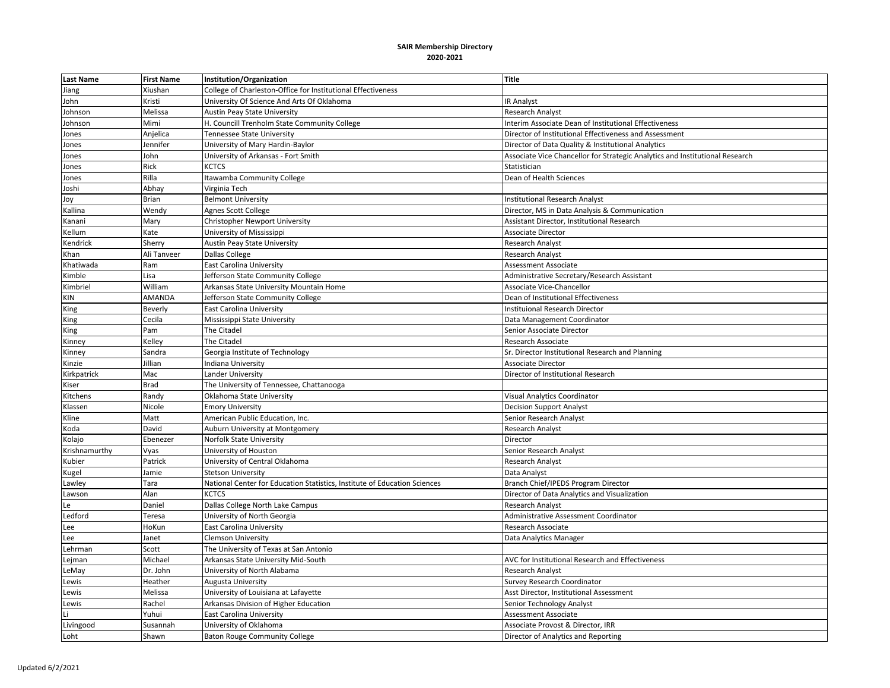# SAIR Membership Directory
## 2020-2021

| Last Name | First Name | Institution/Organization | Title |
|---|---|---|---|
| Jiang | Xiushan | College of Charleston-Office for Institutional Effectiveness | |
| John | Kristi | University Of Science And Arts Of Oklahoma | IR Analyst |
| Johnson | Melissa | Austin Peay State University | Research Analyst |
| Johnson | Mimi | H. Councill Trenholm State Community College | Interim Associate Dean of Institutional Effectiveness |
| Jones | Anjelica | Tennessee State University | Director of Institutional Effectiveness and Assessment |
| Jones | Jennifer | University of Mary Hardin-Baylor | Director of Data Quality & Institutional Analytics |
| Jones | John | University of Arkansas - Fort Smith | Associate Vice Chancellor for Strategic Analytics and Institutional Research |
| Jones | Rick | KCTCS | Statistician |
| Jones | Rilla | Itawamba Community College | Dean of Health Sciences |
| Joshi | Abhay | Virginia Tech | |
| Joy | Brian | Belmont University | Institutional Research Analyst |
| Kallina | Wendy | Agnes Scott College | Director, MS in Data Analysis & Communication |
| Kanani | Mary | Christopher Newport University | Assistant Director, Institutional Research |
| Kellum | Kate | University of Mississippi | Associate Director |
| Kendrick | Sherry | Austin Peay State University | Research Analyst |
| Khan | Ali Tanveer | Dallas College | Research Analyst |
| Khatiwada | Ram | East Carolina University | Assessment Associate |
| Kimble | Lisa | Jefferson State Community College | Administrative Secretary/Research Assistant |
| Kimbriel | William | Arkansas State University Mountain Home | Associate Vice-Chancellor |
| KIN | AMANDA | Jefferson State Community College | Dean of Institutional Effectiveness |
| King | Beverly | East Carolina University | Instituional Research Director |
| King | Cecila | Mississippi State University | Data Management Coordinator |
| King | Pam | The Citadel | Senior Associate Director |
| Kinney | Kelley | The Citadel | Research Associate |
| Kinney | Sandra | Georgia Institute of Technology | Sr. Director Institutional Research and Planning |
| Kinzie | Jillian | Indiana University | Associate Director |
| Kirkpatrick | Mac | Lander University | Director of Institutional Research |
| Kiser | Brad | The University of Tennessee, Chattanooga | |
| Kitchens | Randy | Oklahoma State University | Visual Analytics Coordinator |
| Klassen | Nicole | Emory University | Decision Support Analyst |
| Kline | Matt | American Public Education, Inc. | Senior Research Analyst |
| Koda | David | Auburn University at Montgomery | Research Analyst |
| Kolajo | Ebenezer | Norfolk State University | Director |
| Krishnamurthy | Vyas | University of Houston | Senior Research Analyst |
| Kubier | Patrick | University of Central Oklahoma | Research Analyst |
| Kugel | Jamie | Stetson University | Data Analyst |
| Lawley | Tara | National Center for Education Statistics, Institute of Education Sciences | Branch Chief/IPEDS Program Director |
| Lawson | Alan | KCTCS | Director of Data Analytics and Visualization |
| Le | Daniel | Dallas College North Lake Campus | Research Analyst |
| Ledford | Teresa | University of North Georgia | Administrative Assessment Coordinator |
| Lee | HoKun | East Carolina University | Research Associate |
| Lee | Janet | Clemson University | Data Analytics Manager |
| Lehrman | Scott | The University of Texas at San Antonio | |
| Lejman | Michael | Arkansas State University Mid-South | AVC for Institutional Research and Effectiveness |
| LeMay | Dr. John | University of North Alabama | Research Analyst |
| Lewis | Heather | Augusta University | Survey Research Coordinator |
| Lewis | Melissa | University of Louisiana at Lafayette | Asst Director, Institutional Assessment |
| Lewis | Rachel | Arkansas Division of Higher Education | Senior Technology Analyst |
| Li | Yuhui | East Carolina University | Assessment Associate |
| Livingood | Susannah | University of Oklahoma | Associate Provost & Director, IRR |
| Loht | Shawn | Baton Rouge Community College | Director of Analytics and Reporting |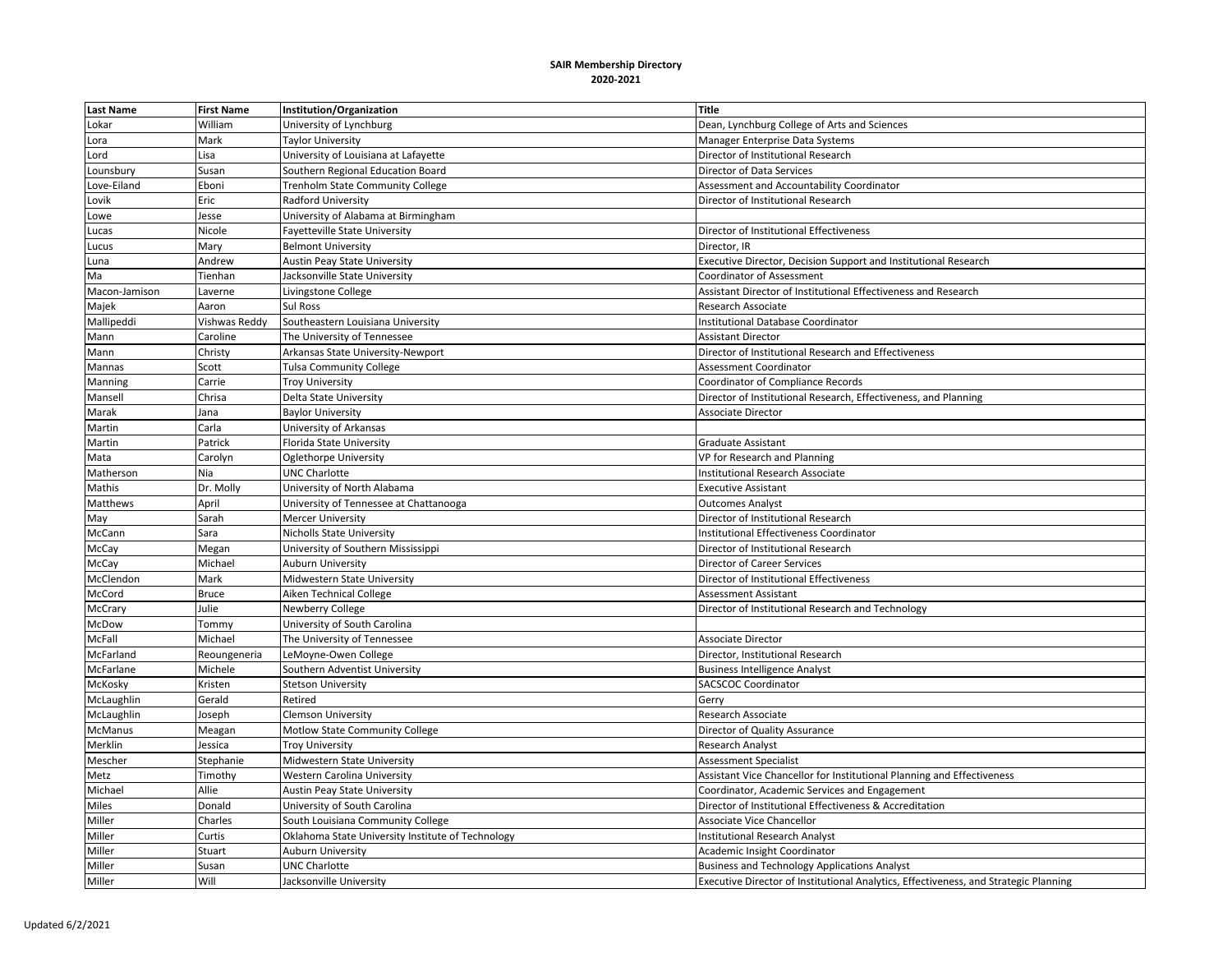**SAIR Membership Directory**
**2020-2021**

| Last Name | First Name | Institution/Organization | Title |
|---|---|---|---|
| Lokar | William | University of Lynchburg | Dean, Lynchburg College of Arts and Sciences |
| Lora | Mark | Taylor University | Manager Enterprise Data Systems |
| Lord | Lisa | University of Louisiana at Lafayette | Director of Institutional Research |
| Lounsbury | Susan | Southern Regional Education Board | Director of Data Services |
| Love-Eiland | Eboni | Trenholm State Community College | Assessment and Accountability Coordinator |
| Lovik | Eric | Radford University | Director of Institutional Research |
| Lowe | Jesse | University of Alabama at Birmingham | |
| Lucas | Nicole | Fayetteville State University | Director of Institutional Effectiveness |
| Lucus | Mary | Belmont University | Director, IR |
| Luna | Andrew | Austin Peay State University | Executive Director, Decision Support and Institutional Research |
| Ma | Tienhan | Jacksonville State University | Coordinator of Assessment |
| Macon-Jamison | Laverne | Livingstone College | Assistant Director of Institutional Effectiveness and Research |
| Majek | Aaron | Sul Ross | Research Associate |
| Mallipeddi | Vishwas Reddy | Southeastern Louisiana University | Institutional Database Coordinator |
| Mann | Caroline | The University of Tennessee | Assistant Director |
| Mann | Christy | Arkansas State University-Newport | Director of Institutional Research and Effectiveness |
| Mannas | Scott | Tulsa Community College | Assessment Coordinator |
| Manning | Carrie | Troy University | Coordinator of Compliance Records |
| Mansell | Chrisa | Delta State University | Director of Institutional Research, Effectiveness, and Planning |
| Marak | Jana | Baylor University | Associate Director |
| Martin | Carla | University of Arkansas | |
| Martin | Patrick | Florida State University | Graduate Assistant |
| Mata | Carolyn | Oglethorpe University | VP for Research and Planning |
| Matherson | Nia | UNC Charlotte | Institutional Research Associate |
| Mathis | Dr. Molly | University of North Alabama | Executive Assistant |
| Matthews | April | University of Tennessee at Chattanooga | Outcomes Analyst |
| May | Sarah | Mercer University | Director of Institutional Research |
| McCann | Sara | Nicholls State University | Institutional Effectiveness Coordinator |
| McCay | Megan | University of Southern Mississippi | Director of Institutional Research |
| McCay | Michael | Auburn University | Director of Career Services |
| McClendon | Mark | Midwestern State University | Director of Institutional Effectiveness |
| McCord | Bruce | Aiken Technical College | Assessment Assistant |
| McCrary | Julie | Newberry College | Director of Institutional Research and Technology |
| McDow | Tommy | University of South Carolina | |
| McFall | Michael | The University of Tennessee | Associate Director |
| McFarland | Reoungeneria | LeMoyne-Owen College | Director, Institutional Research |
| McFarlane | Michele | Southern Adventist University | Business Intelligence Analyst |
| McKosky | Kristen | Stetson University | SACSCOC Coordinator |
| McLaughlin | Gerald | Retired | Gerry |
| McLaughlin | Joseph | Clemson University | Research Associate |
| McManus | Meagan | Motlow State Community College | Director of Quality Assurance |
| Merklin | Jessica | Troy University | Research Analyst |
| Mescher | Stephanie | Midwestern State University | Assessment Specialist |
| Metz | Timothy | Western Carolina University | Assistant Vice Chancellor for Institutional Planning and Effectiveness |
| Michael | Allie | Austin Peay State University | Coordinator, Academic Services and Engagement |
| Miles | Donald | University of South Carolina | Director of Institutional Effectiveness & Accreditation |
| Miller | Charles | South Louisiana Community College | Associate Vice Chancellor |
| Miller | Curtis | Oklahoma State University Institute of Technology | Institutional Research Analyst |
| Miller | Stuart | Auburn University | Academic Insight Coordinator |
| Miller | Susan | UNC Charlotte | Business and Technology Applications Analyst |
| Miller | Will | Jacksonville University | Executive Director of Institutional Analytics, Effectiveness, and Strategic Planning |

Updated 6/2/2021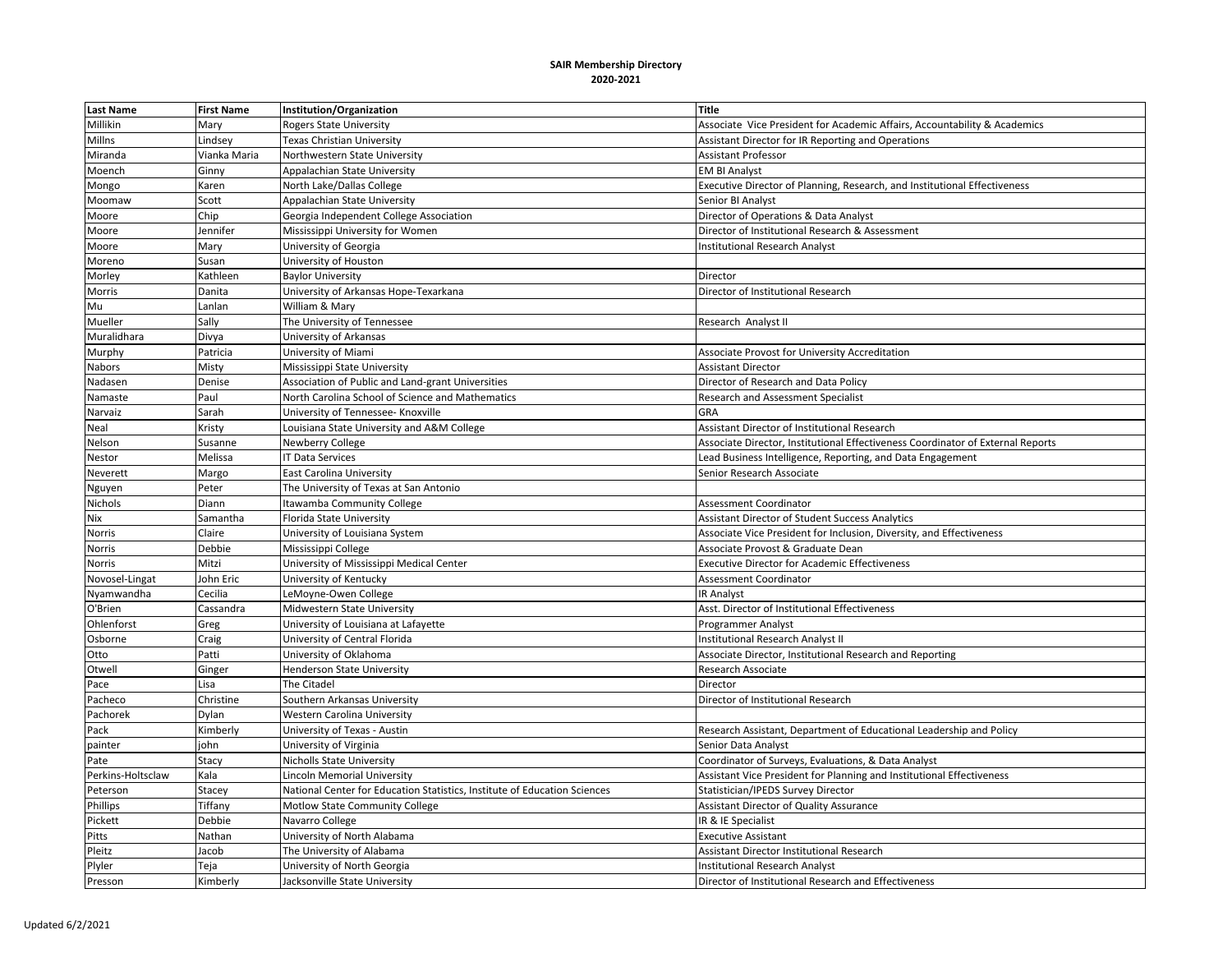**SAIR Membership Directory**
**2020-2021**

| Last Name | First Name | Institution/Organization | Title |
|---|---|---|---|
| Millikin | Mary | Rogers State University | Associate Vice President for Academic Affairs, Accountability & Academics |
| Millns | Lindsey | Texas Christian University | Assistant Director for IR Reporting and Operations |
| Miranda | Vianka Maria | Northwestern State University | Assistant Professor |
| Moench | Ginny | Appalachian State University | EM BI Analyst |
| Mongo | Karen | North Lake/Dallas College | Executive Director of Planning, Research, and Institutional Effectiveness |
| Moomaw | Scott | Appalachian State University | Senior BI Analyst |
| Moore | Chip | Georgia Independent College Association | Director of Operations & Data Analyst |
| Moore | Jennifer | Mississippi University for Women | Director of Institutional Research & Assessment |
| Moore | Mary | University of Georgia | Institutional Research Analyst |
| Moreno | Susan | University of Houston | |
| Morley | Kathleen | Baylor University | Director |
| Morris | Danita | University of Arkansas Hope-Texarkana | Director of Institutional Research |
| Mu | Lanlan | William & Mary | |
| Mueller | Sally | The University of Tennessee | Research Analyst II |
| Muralidhara | Divya | University of Arkansas | |
| Murphy | Patricia | University of Miami | Associate Provost for University Accreditation |
| Nabors | Misty | Mississippi State University | Assistant Director |
| Nadasen | Denise | Association of Public and Land-grant Universities | Director of Research and Data Policy |
| Namaste | Paul | North Carolina School of Science and Mathematics | Research and Assessment Specialist |
| Narvaiz | Sarah | University of Tennessee- Knoxville | GRA |
| Neal | Kristy | Louisiana State University and A&M College | Assistant Director of Institutional Research |
| Nelson | Susanne | Newberry College | Associate Director, Institutional Effectiveness Coordinator of External Reports |
| Nestor | Melissa | IT Data Services | Lead Business Intelligence, Reporting, and Data Engagement |
| Neverett | Margo | East Carolina University | Senior Research Associate |
| Nguyen | Peter | The University of Texas at San Antonio | |
| Nichols | Diann | Itawamba Community College | Assessment Coordinator |
| Nix | Samantha | Florida State University | Assistant Director of Student Success Analytics |
| Norris | Claire | University of Louisiana System | Associate Vice President for Inclusion, Diversity, and Effectiveness |
| Norris | Debbie | Mississippi College | Associate Provost & Graduate Dean |
| Norris | Mitzi | University of Mississippi Medical Center | Executive Director for Academic Effectiveness |
| Novosel-Lingat | John Eric | University of Kentucky | Assessment Coordinator |
| Nyamwandha | Cecilia | LeMoyne-Owen College | IR Analyst |
| O'Brien | Cassandra | Midwestern State University | Asst. Director of Institutional Effectiveness |
| Ohlenforst | Greg | University of Louisiana at Lafayette | Programmer Analyst |
| Osborne | Craig | University of Central Florida | Institutional Research Analyst II |
| Otto | Patti | University of Oklahoma | Associate Director, Institutional Research and Reporting |
| Otwell | Ginger | Henderson State University | Research Associate |
| Pace | Lisa | The Citadel | Director |
| Pacheco | Christine | Southern Arkansas University | Director of Institutional Research |
| Pachorek | Dylan | Western Carolina University | |
| Pack | Kimberly | University of Texas - Austin | Research Assistant, Department of Educational Leadership and Policy |
| painter | john | University of Virginia | Senior Data Analyst |
| Pate | Stacy | Nicholls State University | Coordinator of Surveys, Evaluations, & Data Analyst |
| Perkins-Holtsclaw | Kala | Lincoln Memorial University | Assistant Vice President for Planning and Institutional Effectiveness |
| Peterson | Stacey | National Center for Education Statistics, Institute of Education Sciences | Statistician/IPEDS Survey Director |
| Phillips | Tiffany | Motlow State Community College | Assistant Director of Quality Assurance |
| Pickett | Debbie | Navarro College | IR & IE Specialist |
| Pitts | Nathan | University of North Alabama | Executive Assistant |
| Pleitz | Jacob | The University of Alabama | Assistant Director Institutional Research |
| Plyler | Teja | University of North Georgia | Institutional Research Analyst |
| Presson | Kimberly | Jacksonville State University | Director of Institutional Research and Effectiveness |

Updated 6/2/2021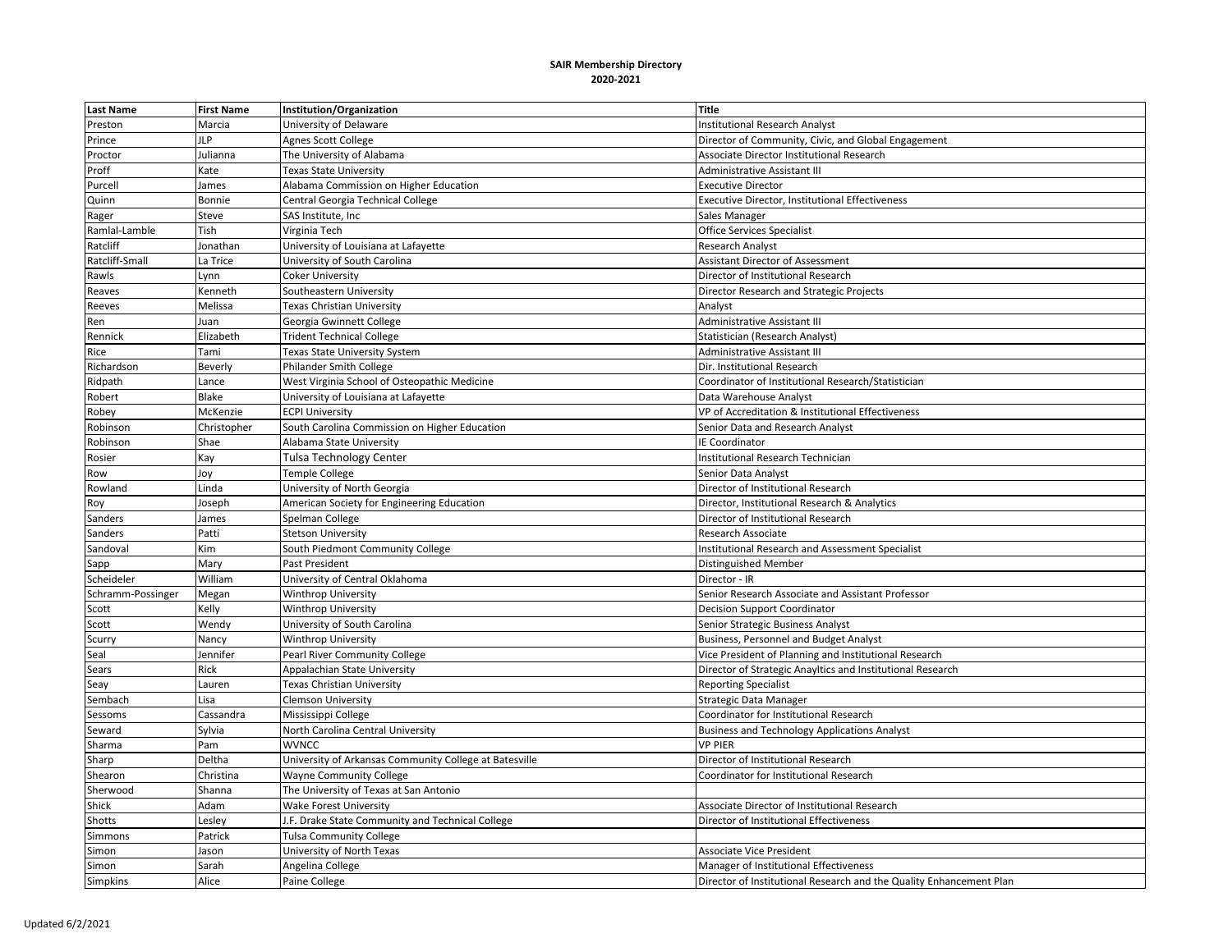**SAIR Membership Directory**
**2020-2021**

| Last Name | First Name | Institution/Organization | Title |
|---|---|---|---|
| Preston | Marcia | University of Delaware | Institutional Research Analyst |
| Prince | JLP | Agnes Scott College | Director of Community, Civic, and Global Engagement |
| Proctor | Julianna | The University of Alabama | Associate Director Institutional Research |
| Proff | Kate | Texas State University | Administrative Assistant III |
| Purcell | James | Alabama Commission on Higher Education | Executive Director |
| Quinn | Bonnie | Central Georgia Technical College | Executive Director, Institutional Effectiveness |
| Rager | Steve | SAS Institute, Inc | Sales Manager |
| Ramlal-Lamble | Tish | Virginia Tech | Office Services Specialist |
| Ratcliff | Jonathan | University of Louisiana at Lafayette | Research Analyst |
| Ratcliff-Small | La Trice | University of South Carolina | Assistant Director of Assessment |
| Rawls | Lynn | Coker University | Director of Institutional Research |
| Reaves | Kenneth | Southeastern University | Director Research and Strategic Projects |
| Reeves | Melissa | Texas Christian University | Analyst |
| Ren | Juan | Georgia Gwinnett College | Administrative Assistant III |
| Rennick | Elizabeth | Trident Technical College | Statistician (Research Analyst) |
| Rice | Tami | Texas State University System | Administrative Assistant III |
| Richardson | Beverly | Philander Smith College | Dir. Institutional Research |
| Ridpath | Lance | West Virginia School of Osteopathic Medicine | Coordinator of Institutional Research/Statistician |
| Robert | Blake | University of Louisiana at Lafayette | Data Warehouse Analyst |
| Robey | McKenzie | ECPI University | VP of Accreditation & Institutional Effectiveness |
| Robinson | Christopher | South Carolina Commission on Higher Education | Senior Data and Research Analyst |
| Robinson | Shae | Alabama State University | IE Coordinator |
| Rosier | Kay | Tulsa Technology Center | Institutional Research Technician |
| Row | Joy | Temple College | Senior Data Analyst |
| Rowland | Linda | University of North Georgia | Director of Institutional Research |
| Roy | Joseph | American Society for Engineering Education | Director, Institutional Research & Analytics |
| Sanders | James | Spelman College | Director of Institutional Research |
| Sanders | Patti | Stetson University | Research Associate |
| Sandoval | Kim | South Piedmont Community College | Institutional Research and Assessment Specialist |
| Sapp | Mary | Past President | Distinguished Member |
| Scheideler | William | University of Central Oklahoma | Director - IR |
| Schramm-Possinger | Megan | Winthrop University | Senior Research Associate and Assistant Professor |
| Scott | Kelly | Winthrop University | Decision Support Coordinator |
| Scott | Wendy | University of South Carolina | Senior Strategic Business Analyst |
| Scurry | Nancy | Winthrop University | Business, Personnel and Budget Analyst |
| Seal | Jennifer | Pearl River Community College | Vice President of Planning and Institutional Research |
| Sears | Rick | Appalachian State University | Director of Strategic Anayltics and Institutional Research |
| Seay | Lauren | Texas Christian University | Reporting Specialist |
| Sembach | Lisa | Clemson University | Strategic Data Manager |
| Sessoms | Cassandra | Mississippi College | Coordinator for Institutional Research |
| Seward | Sylvia | North Carolina Central University | Business and Technology Applications Analyst |
| Sharma | Pam | WVNCC | VP PIER |
| Sharp | Deltha | University of Arkansas Community College at Batesville | Director of Institutional Research |
| Shearon | Christina | Wayne Community College | Coordinator for Institutional Research |
| Sherwood | Shanna | The University of Texas at San Antonio | |
| Shick | Adam | Wake Forest University | Associate Director of Institutional Research |
| Shotts | Lesley | J.F. Drake State Community and Technical College | Director of Institutional Effectiveness |
| Simmons | Patrick | Tulsa Community College | |
| Simon | Jason | University of North Texas | Associate Vice President |
| Simon | Sarah | Angelina College | Manager of Institutional Effectiveness |
| Simpkins | Alice | Paine College | Director of Institutional Research and the Quality Enhancement Plan |

Updated 6/2/2021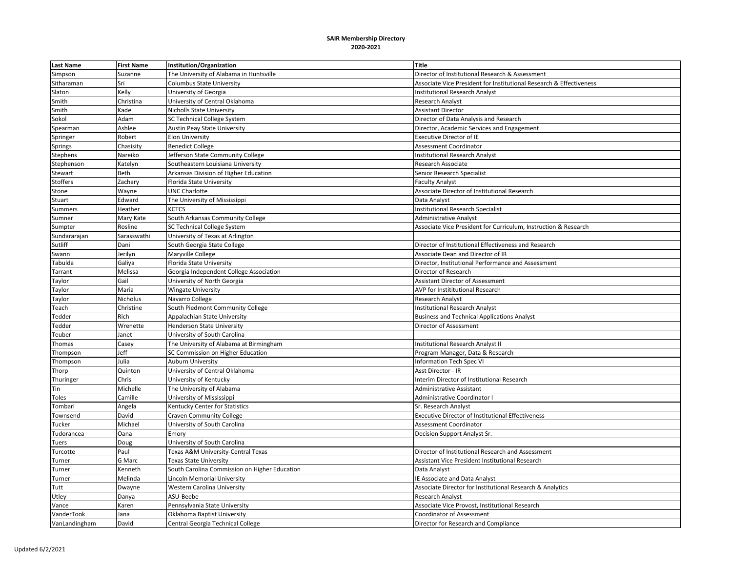**SAIR Membership Directory**
**2020-2021**

| Last Name | First Name | Institution/Organization | Title |
|---|---|---|---|
| Simpson | Suzanne | The University of Alabama in Huntsville | Director of Institutional Research & Assessment |
| Sitharaman | Sri | Columbus State University | Associate Vice President for Institutional Research & Effectiveness |
| Slaton | Kelly | University of Georgia | Institutional Research Analyst |
| Smith | Christina | University of Central Oklahoma | Research Analyst |
| Smith | Kade | Nicholls State University | Assistant Director |
| Sokol | Adam | SC Technical College System | Director of Data Analysis and Research |
| Spearman | Ashlee | Austin Peay State University | Director, Academic Services and Engagement |
| Springer | Robert | Elon University | Executive Director of IE |
| Springs | Chasisity | Benedict College | Assessment Coordinator |
| Stephens | Nareiko | Jefferson State Community College | Institutional Research Analyst |
| Stephenson | Katelyn | Southeastern Louisiana University | Research Associate |
| Stewart | Beth | Arkansas Division of Higher Education | Senior Research Specialist |
| Stoffers | Zachary | Florida State University | Faculty Analyst |
| Stone | Wayne | UNC Charlotte | Associate Director of Institutional Research |
| Stuart | Edward | The University of Mississippi | Data Analyst |
| Summers | Heather | KCTCS | Institutional Research Specialist |
| Sumner | Mary Kate | South Arkansas Community College | Administrative Analyst |
| Sumpter | Rosline | SC Technical College System | Associate Vice President for Curriculum, Instruction & Research |
| Sundararajan | Sarasswathi | University of Texas at Arlington | |
| Sutliff | Dani | South Georgia State College | Director of Institutional Effectiveness and Research |
| Swann | Jerilyn | Maryville College | Associate Dean and Director of IR |
| Tabulda | Galiya | Florida State University | Director, Institutional Performance and Assessment |
| Tarrant | Melissa | Georgia Independent College Association | Director of Research |
| Taylor | Gail | University of North Georgia | Assistant Director of Assessment |
| Taylor | Maria | Wingate University | AVP for Instititutional Research |
| Taylor | Nicholus | Navarro College | Research Analyst |
| Teach | Christine | South Piedmont Community College | Institutional Research Analyst |
| Tedder | Rich | Appalachian State University | Business and Technical Applications Analyst |
| Tedder | Wrenette | Henderson State University | Director of Assessment |
| Teuber | Janet | University of South Carolina | |
| Thomas | Casey | The University of Alabama at Birmingham | Institutional Research Analyst II |
| Thompson | Jeff | SC Commission on Higher Education | Program Manager, Data & Research |
| Thompson | Julia | Auburn University | Information Tech Spec VI |
| Thorp | Quinton | University of Central Oklahoma | Asst Director - IR |
| Thuringer | Chris | University of Kentucky | Interim Director of Institutional Research |
| Tin | Michelle | The University of Alabama | Administrative Assistant |
| Toles | Camille | University of Mississippi | Administrative Coordinator I |
| Tombari | Angela | Kentucky Center for Statistics | Sr. Research Analyst |
| Townsend | David | Craven Community College | Executive Director of Institutional Effectiveness |
| Tucker | Michael | University of South Carolina | Assessment Coordinator |
| Tudorancea | Oana | Emory | Decision Support Analyst Sr. |
| Tuers | Doug | University of South Carolina | |
| Turcotte | Paul | Texas A&M University-Central Texas | Director of Institutional Research and Assessment |
| Turner | G Marc | Texas State University | Assistant Vice President Institutional Research |
| Turner | Kenneth | South Carolina Commission on Higher Education | Data Analyst |
| Turner | Melinda | Lincoln Memorial University | IE Associate and Data Analyst |
| Tutt | Dwayne | Western Carolina University | Associate Director for Institutional Research & Analytics |
| Utley | Danya | ASU-Beebe | Research Analyst |
| Vance | Karen | Pennsylvania State University | Associate Vice Provost, Institutional Research |
| VanderTook | Jana | Oklahoma Baptist University | Coordinator of Assessment |
| VanLandingham | David | Central Georgia Technical College | Director for Research and Compliance |

Updated 6/2/2021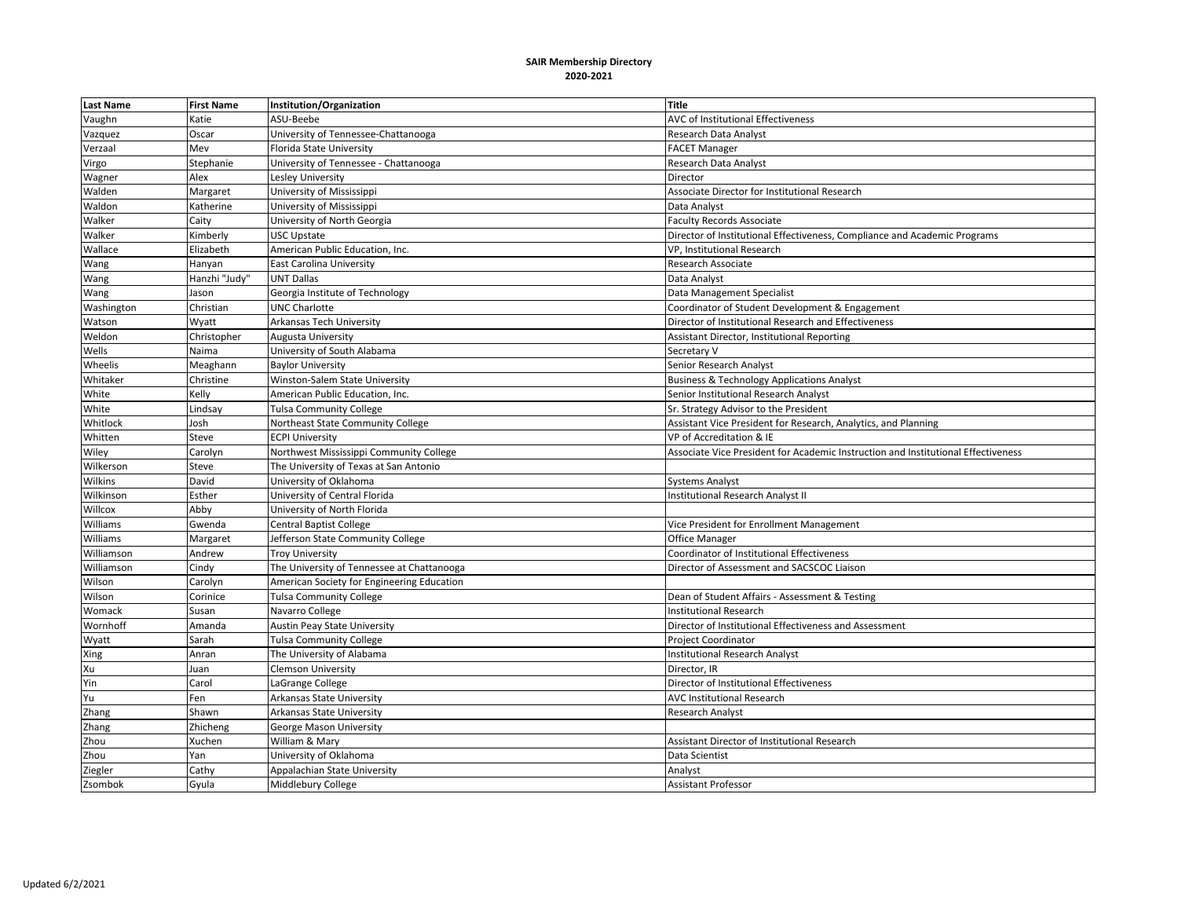**SAIR Membership Directory**
**2020-2021**

| Last Name | First Name | Institution/Organization | Title |
|---|---|---|---|
| Vaughn | Katie | ASU-Beebe | AVC of Institutional Effectiveness |
| Vazquez | Oscar | University of Tennessee-Chattanooga | Research Data Analyst |
| Verzaal | Mev | Florida State University | FACET Manager |
| Virgo | Stephanie | University of Tennessee - Chattanooga | Research Data Analyst |
| Wagner | Alex | Lesley University | Director |
| Walden | Margaret | University of Mississippi | Associate Director for Institutional Research |
| Waldon | Katherine | University of Mississippi | Data Analyst |
| Walker | Caity | University of North Georgia | Faculty Records Associate |
| Walker | Kimberly | USC Upstate | Director of Institutional Effectiveness, Compliance and Academic Programs |
| Wallace | Elizabeth | American Public Education, Inc. | VP, Institutional Research |
| Wang | Hanyan | East Carolina University | Research Associate |
| Wang | Hanzhi "Judy" | UNT Dallas | Data Analyst |
| Wang | Jason | Georgia Institute of Technology | Data Management Specialist |
| Washington | Christian | UNC Charlotte | Coordinator of Student Development & Engagement |
| Watson | Wyatt | Arkansas Tech University | Director of Institutional Research and Effectiveness |
| Weldon | Christopher | Augusta University | Assistant Director, Institutional Reporting |
| Wells | Naima | University of South Alabama | Secretary V |
| Wheelis | Meaghann | Baylor University | Senior Research Analyst |
| Whitaker | Christine | Winston-Salem State University | Business & Technology Applications Analyst |
| White | Kelly | American Public Education, Inc. | Senior Institutional Research Analyst |
| White | Lindsay | Tulsa Community College | Sr. Strategy Advisor to the President |
| Whitlock | Josh | Northeast State Community College | Assistant Vice President for Research, Analytics, and Planning |
| Whitten | Steve | ECPI University | VP of Accreditation & IE |
| Wiley | Carolyn | Northwest Mississippi Community College | Associate Vice President for Academic Instruction and Institutional Effectiveness |
| Wilkerson | Steve | The University of Texas at San Antonio | |
| Wilkins | David | University of Oklahoma | Systems Analyst |
| Wilkinson | Esther | University of Central Florida | Institutional Research Analyst II |
| Willcox | Abby | University of North Florida | |
| Williams | Gwenda | Central Baptist College | Vice President for Enrollment Management |
| Williams | Margaret | Jefferson State Community College | Office Manager |
| Williamson | Andrew | Troy University | Coordinator of Institutional Effectiveness |
| Williamson | Cindy | The University of Tennessee at Chattanooga | Director of Assessment and SACSCOC Liaison |
| Wilson | Carolyn | American Society for Engineering Education | |
| Wilson | Corinice | Tulsa Community College | Dean of Student Affairs - Assessment & Testing |
| Womack | Susan | Navarro College | Institutional Research |
| Wornhoff | Amanda | Austin Peay State University | Director of Institutional Effectiveness and Assessment |
| Wyatt | Sarah | Tulsa Community College | Project Coordinator |
| Xing | Anran | The University of Alabama | Institutional Research Analyst |
| Xu | Juan | Clemson University | Director, IR |
| Yin | Carol | LaGrange College | Director of Institutional Effectiveness |
| Yu | Fen | Arkansas State University | AVC Institutional Research |
| Zhang | Shawn | Arkansas State University | Research Analyst |
| Zhang | Zhicheng | George Mason University | |
| Zhou | Xuchen | William & Mary | Assistant Director of Institutional Research |
| Zhou | Yan | University of Oklahoma | Data Scientist |
| Ziegler | Cathy | Appalachian State University | Analyst |
| Zsombok | Gyula | Middlebury College | Assistant Professor |

Updated 6/2/2021